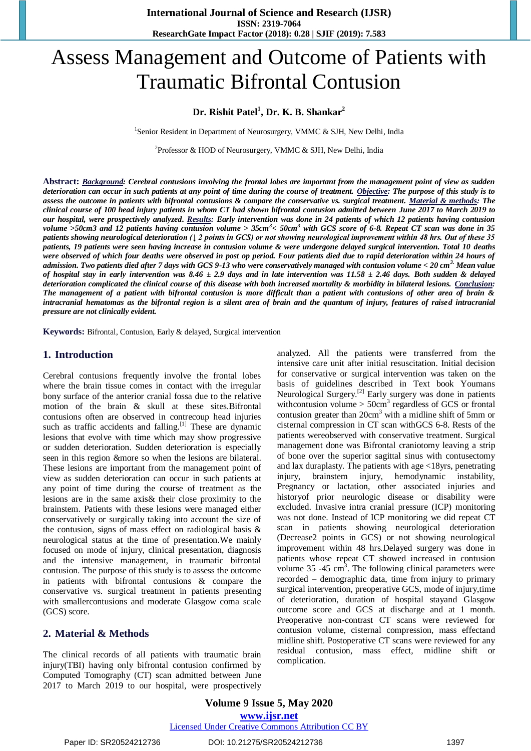# Assess Management and Outcome of Patients with Traumatic Bifrontal Contusion

**Dr. Rishit Patel[1], Dr. K. B. Shankar[2]**

[1]Senior Resident in Department of Neurosurgery, VMMC & SJH, New Delhi, India

[2]Professor & HOD of Neurosurgery, VMMC & SJH, New Delhi, India

**Abstract:** ***Background**: Cerebral contusions involving the frontal lobes are important from the management point of view as sudden deterioration can occur in such patients at any point of time during the course of treatment. **Objective**: The purpose of this study is to assess the outcome in patients with bifrontal contusions & compare the conservative vs. surgical treatment. **Material & methods**: The clinical course of 100 head injury patients in whom CT had shown bifrontal contusion admitted between June 2017 to March 2019 to our hospital, were prospectively analyzed. **Results**: Early intervention was done in 24 patients of which 12 patients having contusion volume >50cm3 and 12 patients having contusion volume > $35cm^3$< $50cm^3$ with GCS score of 6-8. Repeat CT scan was done in 35 patients showing neurological deterioration (↓ 2 points in GCS) or not showing neurological improvement within 48 hrs. Out of these 35 patients, 19 patients were seen having increase in contusion volume & were undergone delayed surgical intervention. Total 10 deaths were observed of which four deaths were observed in post op period. Four patients died due to rapid deterioration within 24 hours of admission. Two patients died after 7 days with GCS 9-13 who were conservatively managed with contusion volume < 20 $cm^3$. Mean value of hospital stay in early intervention was 8.46 ± 2.9 days and in late intervention was 11.58 ± 2.46 days. Both sudden & delayed deterioration complicated the clinical course of this disease with both increased mortality & morbidity in bilateral lesions. **Conclusion**: The management of a patient with bifrontal contusion is more difficult than a patient with contusions of other area of brain & intracranial hematomas as the bifrontal region is a silent area of brain and the quantum of injury, features of raised intracranial pressure are not clinically evident.*

**Keywords:** Bifrontal, Contusion, Early & delayed, Surgical intervention

## 1. Introduction

Cerebral contusions frequently involve the frontal lobes where the brain tissue comes in contact with the irregular bony surface of the anterior cranial fossa due to the relative motion of the brain & skull at these sites.Bifrontal contusions often are observed in contrecoup head injuries such as traffic accidents and falling.[1] These are dynamic lesions that evolve with time which may show progressive or sudden deterioration. Sudden deterioration is especially seen in this region &more so when the lesions are bilateral. These lesions are important from the management point of view as sudden deterioration can occur in such patients at any point of time during the course of treatment as the lesions are in the same axis& their close proximity to the brainstem. Patients with these lesions were managed either conservatively or surgically taking into account the size of the contusion, signs of mass effect on radiological basis & neurological status at the time of presentation.We mainly focused on mode of injury, clinical presentation, diagnosis and the intensive management, in traumatic bifrontal contusion. The purpose of this study is to assess the outcome in patients with bifrontal contusions & compare the conservative vs. surgical treatment in patients presenting with smallercontusions and moderate Glasgow coma scale (GCS) score.

## 2. Material & Methods

The clinical records of all patients with traumatic brain injury(TBI) having only bifrontal contusion confirmed by Computed Tomography (CT) scan admitted between June 2017 to March 2019 to our hospital, were prospectively analyzed. All the patients were transferred from the intensive care unit after initial resuscitation. Initial decision for conservative or surgical intervention was taken on the basis of guidelines described in Text book Youmans Neurological Surgery.[2] Early surgery was done in patients withcontusion volume > $50cm^3$ regardless of GCS or frontal contusion greater than $20cm^3$ with a midline shift of 5mm or cisternal compression in CT scan withGCS 6-8. Rests of the patients wereobserved with conservative treatment. Surgical management done was Bifrontal craniotomy leaving a strip of bone over the superior sagittal sinus with contusectomy and lax duraplasty. The patients with age <18yrs, penetrating injury, brainstem injury, hemodynamic instability, Pregnancy or lactation, other associated injuries and historyof prior neurologic disease or disability were excluded. Invasive intra cranial pressure (ICP) monitoring was not done. Instead of ICP monitoring we did repeat CT scan in patients showing neurological deterioration (Decrease2 points in GCS) or not showing neurological improvement within 48 hrs.Delayed surgery was done in patients whose repeat CT showed increased in contusion volume 35 -45 $cm^3$. The following clinical parameters were recorded – demographic data, time from injury to primary surgical intervention, preoperative GCS, mode of injury,time of deterioration, duration of hospital stayand Glasgow outcome score and GCS at discharge and at 1 month. Preoperative non-contrast CT scans were reviewed for contusion volume, cisternal compression, mass effectand midline shift. Postoperative CT scans were reviewed for any residual contusion, mass effect, midline shift or complication.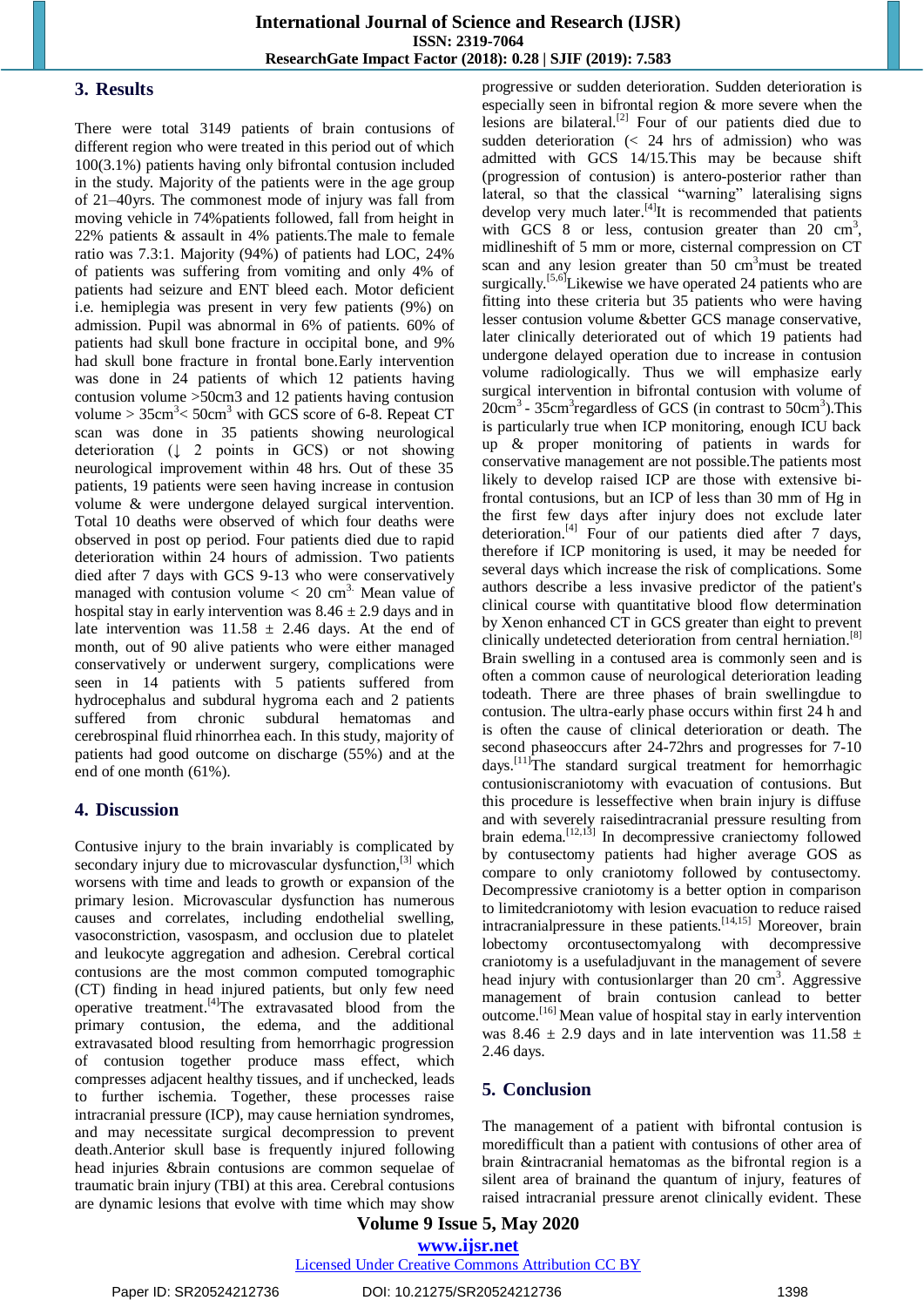## 3. Results

There were total 3149 patients of brain contusions of different region who were treated in this period out of which 100(3.1%) patients having only bifrontal contusion included in the study. Majority of the patients were in the age group of 21–40yrs. The commonest mode of injury was fall from moving vehicle in 74%patients followed, fall from height in 22% patients & assault in 4% patients.The male to female ratio was 7.3:1. Majority (94%) of patients had LOC, 24% of patients was suffering from vomiting and only 4% of patients had seizure and ENT bleed each. Motor deficient i.e. hemiplegia was present in very few patients (9%) on admission. Pupil was abnormal in 6% of patients. 60% of patients had skull bone fracture in occipital bone, and 9% had skull bone fracture in frontal bone.Early intervention was done in 24 patients of which 12 patients having contusion volume >50cm3 and 12 patients having contusion volume > 35cm$^3$< 50cm$^3$ with GCS score of 6-8. Repeat CT scan was done in 35 patients showing neurological deterioration (↓ 2 points in GCS) or not showing neurological improvement within 48 hrs. Out of these 35 patients, 19 patients were seen having increase in contusion volume & were undergone delayed surgical intervention. Total 10 deaths were observed of which four deaths were observed in post op period. Four patients died due to rapid deterioration within 24 hours of admission. Two patients died after 7 days with GCS 9-13 who were conservatively managed with contusion volume < 20 cm$^3$. Mean value of hospital stay in early intervention was 8.46 ± 2.9 days and in late intervention was 11.58 ± 2.46 days. At the end of month, out of 90 alive patients who were either managed conservatively or underwent surgery, complications were seen in 14 patients with 5 patients suffered from hydrocephalus and subdural hygroma each and 2 patients suffered from chronic subdural hematomas and cerebrospinal fluid rhinorrhea each. In this study, majority of patients had good outcome on discharge (55%) and at the end of one month (61%).

## 4. Discussion

Contusive injury to the brain invariably is complicated by secondary injury due to microvascular dysfunction,[3] which worsens with time and leads to growth or expansion of the primary lesion. Microvascular dysfunction has numerous causes and correlates, including endothelial swelling, vasoconstriction, vasospasm, and occlusion due to platelet and leukocyte aggregation and adhesion. Cerebral cortical contusions are the most common computed tomographic (CT) finding in head injured patients, but only few need operative treatment.[4]The extravasated blood from the primary contusion, the edema, and the additional extravasated blood resulting from hemorrhagic progression of contusion together produce mass effect, which compresses adjacent healthy tissues, and if unchecked, leads to further ischemia. Together, these processes raise intracranial pressure (ICP), may cause herniation syndromes, and may necessitate surgical decompression to prevent death.Anterior skull base is frequently injured following head injuries &brain contusions are common sequelae of traumatic brain injury (TBI) at this area. Cerebral contusions are dynamic lesions that evolve with time which may show progressive or sudden deterioration. Sudden deterioration is especially seen in bifrontal region & more severe when the lesions are bilateral.[2] Four of our patients died due to sudden deterioration (< 24 hrs of admission) who was admitted with GCS 14/15.This may be because shift (progression of contusion) is antero-posterior rather than lateral, so that the classical "warning" lateralising signs develop very much later.[4]It is recommended that patients with GCS 8 or less, contusion greater than 20 cm$^3$, midlineshift of 5 mm or more, cisternal compression on CT scan and any lesion greater than 50 cm$^3$must be treated surgically.[5,6]Likewise we have operated 24 patients who are fitting into these criteria but 35 patients who were having lesser contusion volume &better GCS manage conservative, later clinically deteriorated out of which 19 patients had undergone delayed operation due to increase in contusion volume radiologically. Thus we will emphasize early surgical intervention in bifrontal contusion with volume of 20cm$^3$ - 35cm$^3$regardless of GCS (in contrast to 50cm$^3$).This is particularly true when ICP monitoring, enough ICU back up & proper monitoring of patients in wards for conservative management are not possible.The patients most likely to develop raised ICP are those with extensive bi-frontal contusions, but an ICP of less than 30 mm of Hg in the first few days after injury does not exclude later deterioration.[4] Four of our patients died after 7 days, therefore if ICP monitoring is used, it may be needed for several days which increase the risk of complications. Some authors describe a less invasive predictor of the patient's clinical course with quantitative blood flow determination by Xenon enhanced CT in GCS greater than eight to prevent clinically undetected deterioration from central herniation.[8] Brain swelling in a contused area is commonly seen and is often a common cause of neurological deterioration leading todeath. There are three phases of brain swellingdue to contusion. The ultra-early phase occurs within first 24 h and is often the cause of clinical deterioration or death. The second phaseoccurs after 24-72hrs and progresses for 7-10 days.[11]The standard surgical treatment for hemorrhagic contusioniscraniotomy with evacuation of contusions. But this procedure is lesseffective when brain injury is diffuse and with severely raisedintracranial pressure resulting from brain edema.[12,13] In decompressive craniectomy followed by contusectomy patients had higher average GOS as compare to only craniotomy followed by contusectomy. Decompressive craniotomy is a better option in comparison to limitedcraniotomy with lesion evacuation to reduce raised intracranialpressure in these patients.[14,15] Moreover, brain lobectomy orcontusectomyalong with decompressive craniotomy is a usefuladjuvant in the management of severe head injury with contusionlarger than 20 cm$^3$. Aggressive management of brain contusion canlead to better outcome.[16] Mean value of hospital stay in early intervention was 8.46 ± 2.9 days and in late intervention was 11.58 ± 2.46 days.

## 5. Conclusion

The management of a patient with bifrontal contusion is moredifficult than a patient with contusions of other area of brain &intracranial hematomas as the bifrontal region is a silent area of brainand the quantum of injury, features of raised intracranial pressure arenot clinically evident. These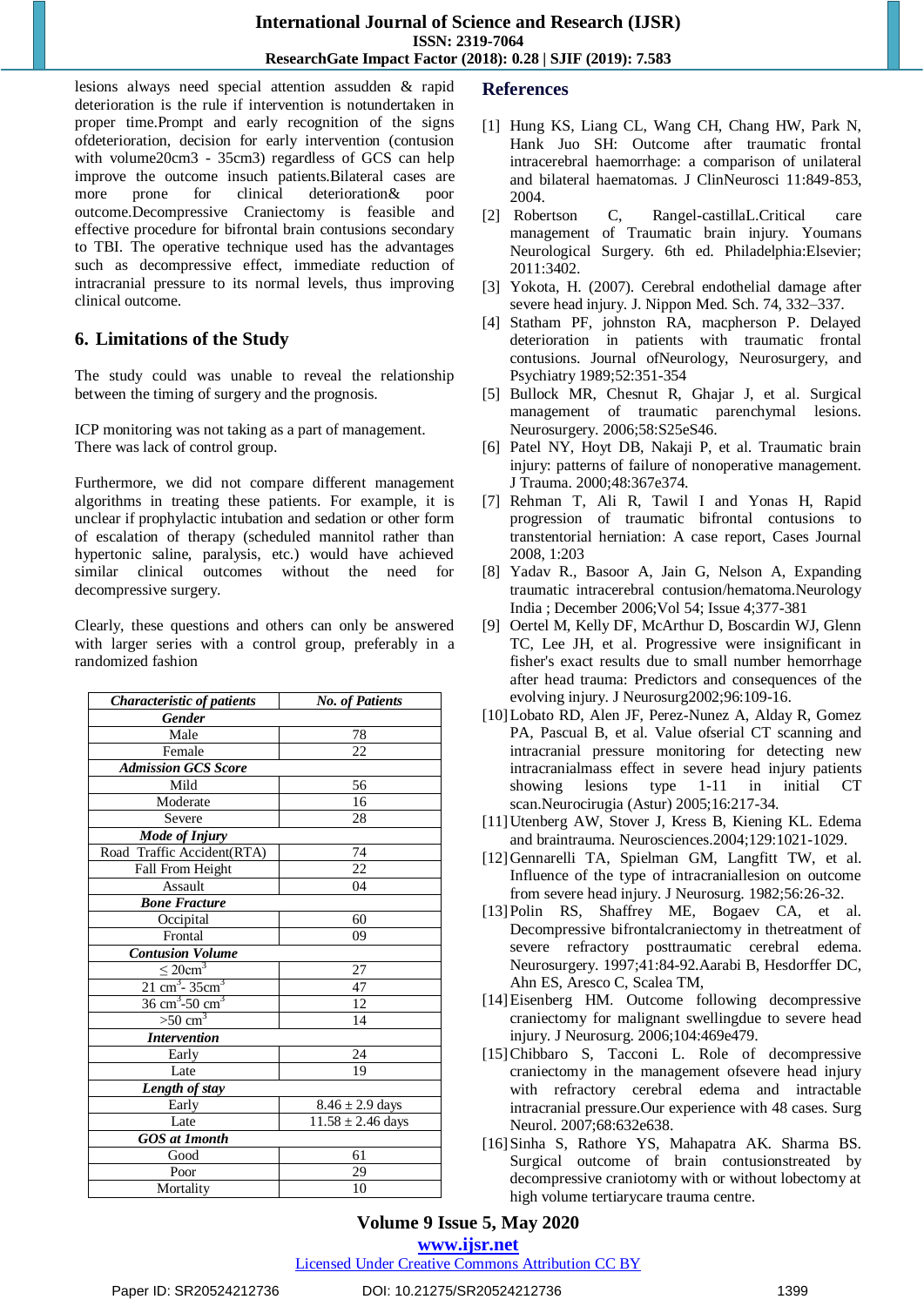lesions always need special attention assudden & rapid deterioration is the rule if intervention is notundertaken in proper time.Prompt and early recognition of the signs ofdeterioration, decision for early intervention (contusion with volume20cm3 - 35cm3) regardless of GCS can help improve the outcome insuch patients.Bilateral cases are more prone for clinical deterioration& poor outcome.Decompressive Craniectomy is feasible and effective procedure for bifrontal brain contusions secondary to TBI. The operative technique used has the advantages such as decompressive effect, immediate reduction of intracranial pressure to its normal levels, thus improving clinical outcome.

## 6. Limitations of the Study

The study could was unable to reveal the relationship between the timing of surgery and the prognosis.

ICP monitoring was not taking as a part of management.
There was lack of control group.

Furthermore, we did not compare different management algorithms in treating these patients. For example, it is unclear if prophylactic intubation and sedation or other form of escalation of therapy (scheduled mannitol rather than hypertonic saline, paralysis, etc.) would have achieved similar clinical outcomes without the need for decompressive surgery.

Clearly, these questions and others can only be answered with larger series with a control group, preferably in a randomized fashion

| *Characteristic of patients* | *No. of Patients* |
|---|---|
| ***Gender*** | |
| Male | 78 |
| Female | 22 |
| ***Admission GCS Score*** | |
| Mild | 56 |
| Moderate | 16 |
| Severe | 28 |
| ***Mode of Injury*** | |
| Road Traffic Accident(RTA) | 74 |
| Fall From Height | 22 |
| Assault | 04 |
| ***Bone Fracture*** | |
| Occipital | 60 |
| Frontal | 09 |
| ***Contusion Volume*** | |
| $\leq 20cm^3$ | 27 |
| $21\ cm^3$- $35cm^3$ | 47 |
| $36\ cm^3$-$50\ cm^3$ | 12 |
| $>50\ cm^3$ | 14 |
| ***Intervention*** | |
| Early | 24 |
| Late | 19 |
| ***Length of stay*** | |
| Early | 8.46 ± 2.9 days |
| Late | 11.58 ± 2.46 days |
| ***GOS at 1month*** | |
| Good | 61 |
| Poor | 29 |
| Mortality | 10 |

## References

[1] Hung KS, Liang CL, Wang CH, Chang HW, Park N, Hank Juo SH: Outcome after traumatic frontal intracerebral haemorrhage: a comparison of unilateral and bilateral haematomas. J ClinNeurosci 11:849-853, 2004.

[2] Robertson C, Rangel-castillaL.Critical care management of Traumatic brain injury. Youmans Neurological Surgery. 6th ed. Philadelphia:Elsevier; 2011:3402.

[3] Yokota, H. (2007). Cerebral endothelial damage after severe head injury. J. Nippon Med. Sch. 74, 332–337.

[4] Statham PF, johnston RA, macpherson P. Delayed deterioration in patients with traumatic frontal contusions. Journal ofNeurology, Neurosurgery, and Psychiatry 1989;52:351-354

[5] Bullock MR, Chesnut R, Ghajar J, et al. Surgical management of traumatic parenchymal lesions. Neurosurgery. 2006;58:S25eS46.

[6] Patel NY, Hoyt DB, Nakaji P, et al. Traumatic brain injury: patterns of failure of nonoperative management. J Trauma. 2000;48:367e374.

[7] Rehman T, Ali R, Tawil I and Yonas H, Rapid progression of traumatic bifrontal contusions to transtentorial herniation: A case report, Cases Journal 2008, 1:203

[8] Yadav R., Basoor A, Jain G, Nelson A, Expanding traumatic intracerebral contusion/hematoma.Neurology India ; December 2006;Vol 54; Issue 4;377-381

[9] Oertel M, Kelly DF, McArthur D, Boscardin WJ, Glenn TC, Lee JH, et al. Progressive were insignificant in fisher's exact results due to small number hemorrhage after head trauma: Predictors and consequences of the evolving injury. J Neurosurg2002;96:109-16.

[10] Lobato RD, Alen JF, Perez-Nunez A, Alday R, Gomez PA, Pascual B, et al. Value ofserial CT scanning and intracranial pressure monitoring for detecting new intracranialmass effect in severe head injury patients showing lesions type 1-11 in initial CT scan.Neurocirugia (Astur) 2005;16:217-34.

[11] Utenberg AW, Stover J, Kress B, Kiening KL. Edema and braintrauma. Neurosciences.2004;129:1021-1029.

[12] Gennarelli TA, Spielman GM, Langfitt TW, et al. Influence of the type of intracraniallesion on outcome from severe head injury. J Neurosurg. 1982;56:26-32.

[13] Polin RS, Shaffrey ME, Bogaev CA, et al. Decompressive bifrontalcraniectomy in thetreatment of severe refractory posttraumatic cerebral edema. Neurosurgery. 1997;41:84-92.Aarabi B, Hesdorffer DC, Ahn ES, Aresco C, Scalea TM,

[14] Eisenberg HM. Outcome following decompressive craniectomy for malignant swellingdue to severe head injury. J Neurosurg. 2006;104:469e479.

[15] Chibbaro S, Tacconi L. Role of decompressive craniectomy in the management ofsevere head injury with refractory cerebral edema and intractable intracranial pressure.Our experience with 48 cases. Surg Neurol. 2007;68:632e638.

[16] Sinha S, Rathore YS, Mahapatra AK. Sharma BS. Surgical outcome of brain contusionstreated by decompressive craniotomy with or without lobectomy at high volume tertiarycare trauma centre.